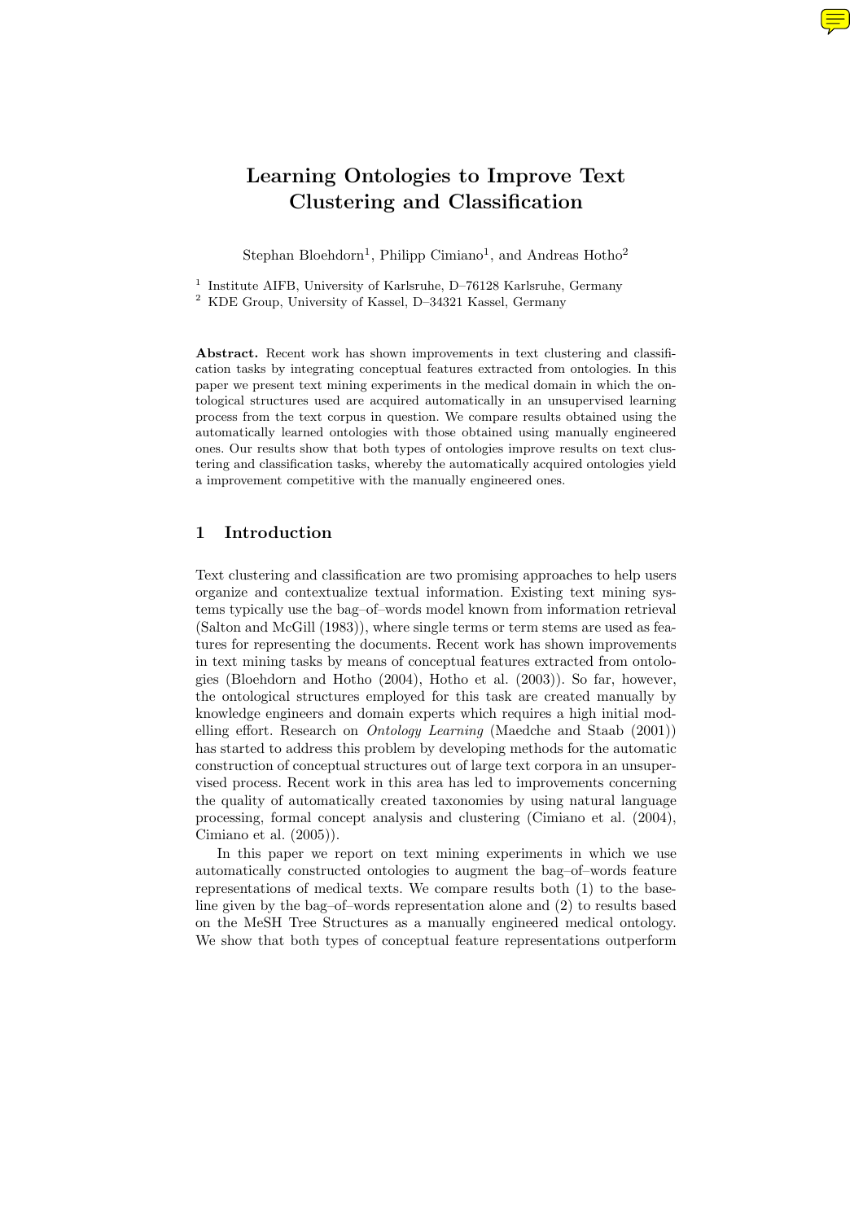# Learning Ontologies to Improve Text Clustering and Classification

Stephan Bloehdorn[1], Philipp Cimiano[1], and Andreas Hotho[2]

[1] Institute AIFB, University of Karlsruhe, D–76128 Karlsruhe, Germany
[2] KDE Group, University of Kassel, D–34321 Kassel, Germany

**Abstract.** Recent work has shown improvements in text clustering and classification tasks by integrating conceptual features extracted from ontologies. In this paper we present text mining experiments in the medical domain in which the ontological structures used are acquired automatically in an unsupervised learning process from the text corpus in question. We compare results obtained using the automatically learned ontologies with those obtained using manually engineered ones. Our results show that both types of ontologies improve results on text clustering and classification tasks, whereby the automatically acquired ontologies yield a improvement competitive with the manually engineered ones.

## 1 Introduction

Text clustering and classification are two promising approaches to help users organize and contextualize textual information. Existing text mining systems typically use the bag–of–words model known from information retrieval (Salton and McGill (1983)), where single terms or term stems are used as features for representing the documents. Recent work has shown improvements in text mining tasks by means of conceptual features extracted from ontologies (Bloehdorn and Hotho (2004), Hotho et al. (2003)). So far, however, the ontological structures employed for this task are created manually by knowledge engineers and domain experts which requires a high initial modelling effort. Research on *Ontology Learning* (Maedche and Staab (2001)) has started to address this problem by developing methods for the automatic construction of conceptual structures out of large text corpora in an unsupervised process. Recent work in this area has led to improvements concerning the quality of automatically created taxonomies by using natural language processing, formal concept analysis and clustering (Cimiano et al. (2004), Cimiano et al. (2005)).

In this paper we report on text mining experiments in which we use automatically constructed ontologies to augment the bag–of–words feature representations of medical texts. We compare results both (1) to the baseline given by the bag–of–words representation alone and (2) to results based on the MeSH Tree Structures as a manually engineered medical ontology. We show that both types of conceptual feature representations outperform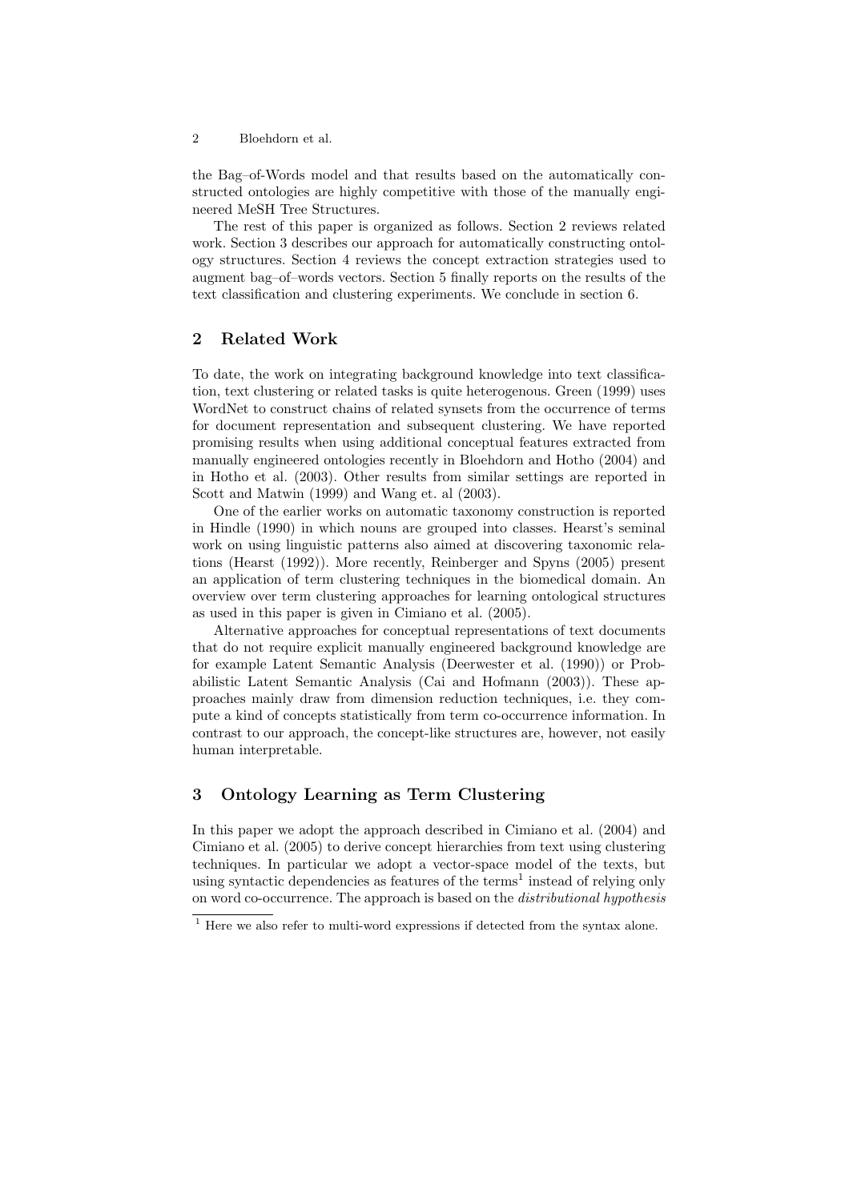the Bag–of-Words model and that results based on the automatically constructed ontologies are highly competitive with those of the manually engineered MeSH Tree Structures.

The rest of this paper is organized as follows. Section 2 reviews related work. Section 3 describes our approach for automatically constructing ontology structures. Section 4 reviews the concept extraction strategies used to augment bag–of–words vectors. Section 5 finally reports on the results of the text classification and clustering experiments. We conclude in section 6.

## 2 Related Work

To date, the work on integrating background knowledge into text classification, text clustering or related tasks is quite heterogenous. Green (1999) uses WordNet to construct chains of related synsets from the occurrence of terms for document representation and subsequent clustering. We have reported promising results when using additional conceptual features extracted from manually engineered ontologies recently in Bloehdorn and Hotho (2004) and in Hotho et al. (2003). Other results from similar settings are reported in Scott and Matwin (1999) and Wang et. al (2003).

One of the earlier works on automatic taxonomy construction is reported in Hindle (1990) in which nouns are grouped into classes. Hearst's seminal work on using linguistic patterns also aimed at discovering taxonomic relations (Hearst (1992)). More recently, Reinberger and Spyns (2005) present an application of term clustering techniques in the biomedical domain. An overview over term clustering approaches for learning ontological structures as used in this paper is given in Cimiano et al. (2005).

Alternative approaches for conceptual representations of text documents that do not require explicit manually engineered background knowledge are for example Latent Semantic Analysis (Deerwester et al. (1990)) or Probabilistic Latent Semantic Analysis (Cai and Hofmann (2003)). These approaches mainly draw from dimension reduction techniques, i.e. they compute a kind of concepts statistically from term co-occurrence information. In contrast to our approach, the concept-like structures are, however, not easily human interpretable.

## 3 Ontology Learning as Term Clustering

In this paper we adopt the approach described in Cimiano et al. (2004) and Cimiano et al. (2005) to derive concept hierarchies from text using clustering techniques. In particular we adopt a vector-space model of the texts, but using syntactic dependencies as features of the terms[1] instead of relying only on word co-occurrence. The approach is based on the *distributional hypothesis*

[1] Here we also refer to multi-word expressions if detected from the syntax alone.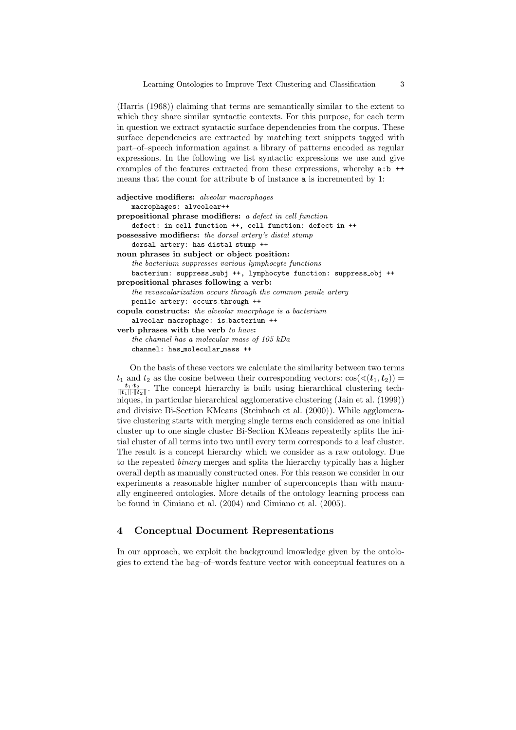(Harris (1968)) claiming that terms are semantically similar to the extent to which they share similar syntactic contexts. For this purpose, for each term in question we extract syntactic surface dependencies from the corpus. These surface dependencies are extracted by matching text snippets tagged with part–of–speech information against a library of patterns encoded as regular expressions. In the following we list syntactic expressions we use and give examples of the features extracted from these expressions, whereby `a:b ++` means that the count for attribute `b` of instance `a` is incremented by 1:

**adjective modifiers:** *alveolar macrophages*
`macrophages: alveolear++`

**prepositional phrase modifiers:** *a defect in cell function*
`defect: in_cell_function ++, cell function: defect_in ++`

**possessive modifiers:** *the dorsal artery's distal stump*
`dorsal artery: has_distal_stump ++`

**noun phrases in subject or object position:**
*the bacterium suppresses various lymphocyte functions*
`bacterium: suppress_subj ++, lymphocyte function: suppress_obj ++`

**prepositional phrases following a verb:**
*the revascularization occurs through the common penile artery*
`penile artery: occurs_through ++`

**copula constructs:** *the alveolar macrphage is a bacterium*
`alveolar macrophage: is_bacterium ++`

**verb phrases with the verb** *to have***:**
*the channel has a molecular mass of 105 kDa*
`channel: has_molecular_mass ++`

On the basis of these vectors we calculate the similarity between two terms $t_1$ and $t_2$ as the cosine between their corresponding vectors: $\cos(\sphericalangle(\boldsymbol{t}_1, \boldsymbol{t}_2)) = \frac{\boldsymbol{t}_1 \cdot \boldsymbol{t}_2}{\|\boldsymbol{t}_1\| \cdot \|\boldsymbol{t}_2\|}$. The concept hierarchy is built using hierarchical clustering techniques, in particular hierarchical agglomerative clustering (Jain et al. (1999)) and divisive Bi-Section KMeans (Steinbach et al. (2000)). While agglomerative clustering starts with merging single terms each considered as one initial cluster up to one single cluster Bi-Section KMeans repeatedly splits the initial cluster of all terms into two until every term corresponds to a leaf cluster. The result is a concept hierarchy which we consider as a raw ontology. Due to the repeated *binary* merges and splits the hierarchy typically has a higher overall depth as manually constructed ones. For this reason we consider in our experiments a reasonable higher number of superconcepts than with manually engineered ontologies. More details of the ontology learning process can be found in Cimiano et al. (2004) and Cimiano et al. (2005).

## 4 Conceptual Document Representations

In our approach, we exploit the background knowledge given by the ontologies to extend the bag–of–words feature vector with conceptual features on a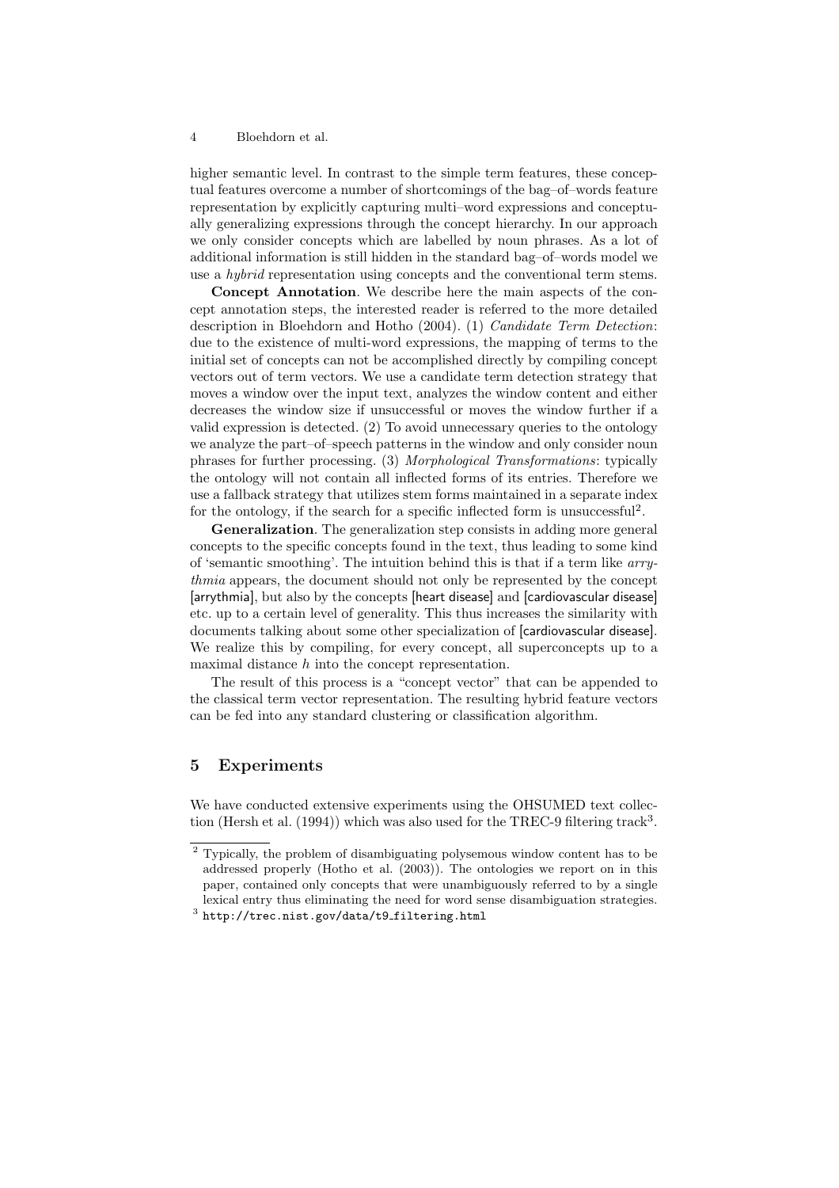higher semantic level. In contrast to the simple term features, these conceptual features overcome a number of shortcomings of the bag–of–words feature representation by explicitly capturing multi–word expressions and conceptually generalizing expressions through the concept hierarchy. In our approach we only consider concepts which are labelled by noun phrases. As a lot of additional information is still hidden in the standard bag–of–words model we use a *hybrid* representation using concepts and the conventional term stems.

**Concept Annotation**. We describe here the main aspects of the concept annotation steps, the interested reader is referred to the more detailed description in Bloehdorn and Hotho (2004). (1) *Candidate Term Detection*: due to the existence of multi-word expressions, the mapping of terms to the initial set of concepts can not be accomplished directly by compiling concept vectors out of term vectors. We use a candidate term detection strategy that moves a window over the input text, analyzes the window content and either decreases the window size if unsuccessful or moves the window further if a valid expression is detected. (2) To avoid unnecessary queries to the ontology we analyze the part–of–speech patterns in the window and only consider noun phrases for further processing. (3) *Morphological Transformations*: typically the ontology will not contain all inflected forms of its entries. Therefore we use a fallback strategy that utilizes stem forms maintained in a separate index for the ontology, if the search for a specific inflected form is unsuccessful[2].

**Generalization**. The generalization step consists in adding more general concepts to the specific concepts found in the text, thus leading to some kind of 'semantic smoothing'. The intuition behind this is that if a term like *arrythmia* appears, the document should not only be represented by the concept [arrythmia], but also by the concepts [heart disease] and [cardiovascular disease] etc. up to a certain level of generality. This thus increases the similarity with documents talking about some other specialization of [cardiovascular disease]. We realize this by compiling, for every concept, all superconcepts up to a maximal distance $h$ into the concept representation.

The result of this process is a "concept vector" that can be appended to the classical term vector representation. The resulting hybrid feature vectors can be fed into any standard clustering or classification algorithm.

## 5 Experiments

We have conducted extensive experiments using the OHSUMED text collection (Hersh et al. (1994)) which was also used for the TREC-9 filtering track[3].

[2] Typically, the problem of disambiguating polysemous window content has to be addressed properly (Hotho et al. (2003)). The ontologies we report on in this paper, contained only concepts that were unambiguously referred to by a single lexical entry thus eliminating the need for word sense disambiguation strategies.

[3] http://trec.nist.gov/data/t9_filtering.html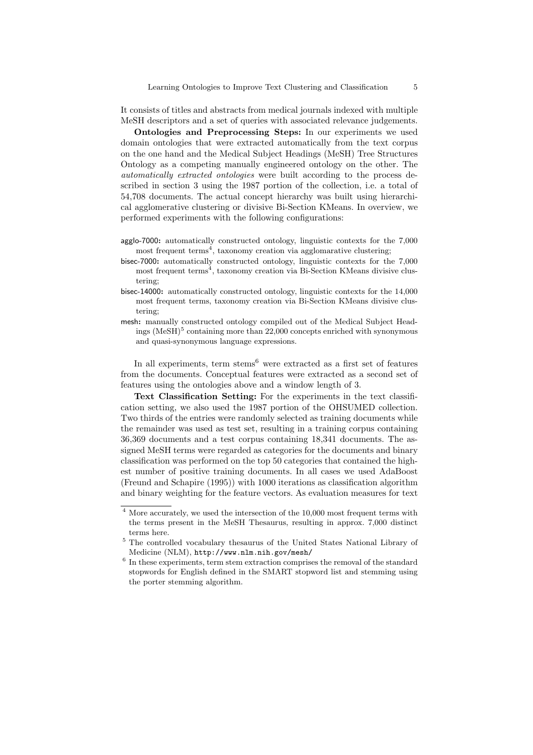It consists of titles and abstracts from medical journals indexed with multiple MeSH descriptors and a set of queries with associated relevance judgements.

**Ontologies and Preprocessing Steps:** In our experiments we used domain ontologies that were extracted automatically from the text corpus on the one hand and the Medical Subject Headings (MeSH) Tree Structures Ontology as a competing manually engineered ontology on the other. The *automatically extracted ontologies* were built according to the process described in section 3 using the 1987 portion of the collection, i.e. a total of 54,708 documents. The actual concept hierarchy was built using hierarchical agglomerative clustering or divisive Bi-Section KMeans. In overview, we performed experiments with the following configurations:

- agglo-7000: automatically constructed ontology, linguistic contexts for the 7,000 most frequent terms[4], taxonomy creation via agglomarative clustering;
- bisec-7000: automatically constructed ontology, linguistic contexts for the 7,000 most frequent terms[4], taxonomy creation via Bi-Section KMeans divisive clustering;
- bisec-14000: automatically constructed ontology, linguistic contexts for the 14,000 most frequent terms, taxonomy creation via Bi-Section KMeans divisive clustering;
- mesh: manually constructed ontology compiled out of the Medical Subject Headings (MeSH)[5] containing more than 22,000 concepts enriched with synonymous and quasi-synonymous language expressions.

In all experiments, term stems[6] were extracted as a first set of features from the documents. Conceptual features were extracted as a second set of features using the ontologies above and a window length of 3.

**Text Classification Setting:** For the experiments in the text classification setting, we also used the 1987 portion of the OHSUMED collection. Two thirds of the entries were randomly selected as training documents while the remainder was used as test set, resulting in a training corpus containing 36,369 documents and a test corpus containing 18,341 documents. The assigned MeSH terms were regarded as categories for the documents and binary classification was performed on the top 50 categories that contained the highest number of positive training documents. In all cases we used AdaBoost (Freund and Schapire (1995)) with 1000 iterations as classification algorithm and binary weighting for the feature vectors. As evaluation measures for text

---

[4] More accurately, we used the intersection of the 10,000 most frequent terms with the terms present in the MeSH Thesaurus, resulting in approx. 7,000 distinct terms here.

[5] The controlled vocabulary thesaurus of the United States National Library of Medicine (NLM), http://www.nlm.nih.gov/mesh/

[6] In these experiments, term stem extraction comprises the removal of the standard stopwords for English defined in the SMART stopword list and stemming using the porter stemming algorithm.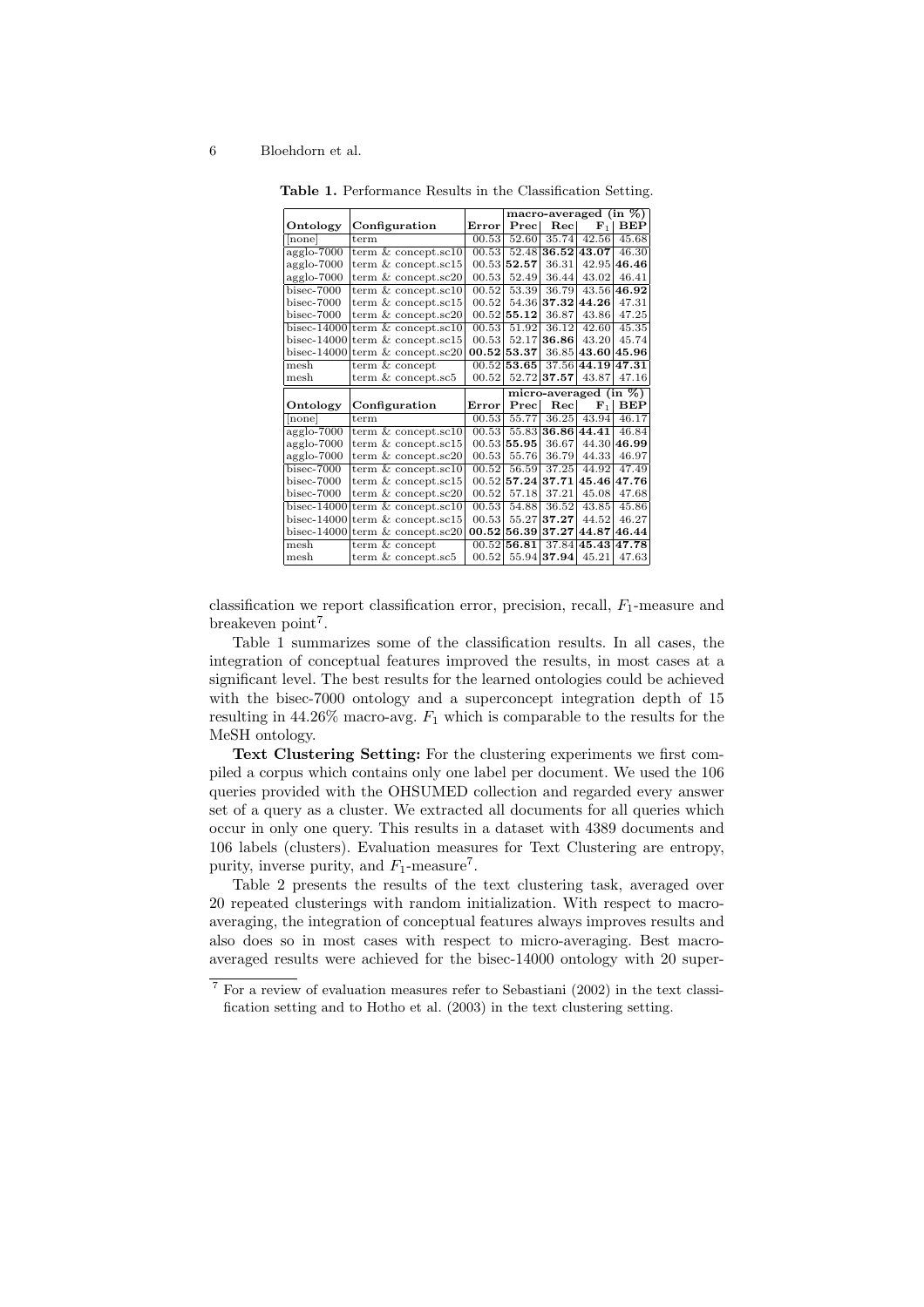**Table 1.** Performance Results in the Classification Setting.

| | | | macro-averaged (in %) | | | |
|---|---|---|---|---|---|---|
| **Ontology** | **Configuration** | **Error** | **Prec** | **Rec** | $\mathbf{F_1}$ | **BEP** |
| [none] | term | 00.53 | 52.60 | 35.74 | 42.56 | 45.68 |
| agglo-7000 | term & concept.sc10 | 00.53 | 52.48 | **36.52** | **43.07** | 46.30 |
| agglo-7000 | term & concept.sc15 | 00.53 | **52.57** | 36.31 | 42.95 | **46.46** |
| agglo-7000 | term & concept.sc20 | 00.53 | 52.49 | 36.44 | 43.02 | 46.41 |
| bisec-7000 | term & concept.sc10 | 00.52 | 53.39 | 36.79 | 43.56 | **46.92** |
| bisec-7000 | term & concept.sc15 | 00.52 | 54.36 | **37.32** | **44.26** | 47.31 |
| bisec-7000 | term & concept.sc20 | 00.52 | **55.12** | 36.87 | 43.86 | 47.25 |
| bisec-14000 | term & concept.sc10 | 00.53 | 51.92 | 36.12 | 42.60 | 45.35 |
| bisec-14000 | term & concept.sc15 | 00.53 | 52.17 | **36.86** | 43.20 | 45.74 |
| bisec-14000 | term & concept.sc20 | **00.52** | **53.37** | 36.85 | **43.60** | **45.96** |
| mesh | term & concept | 00.52 | **53.65** | 37.56 | **44.19** | **47.31** |
| mesh | term & concept.sc5 | 00.52 | 52.72 | **37.57** | 43.87 | 47.16 |
| | | | micro-averaged (in %) | | | |
| **Ontology** | **Configuration** | **Error** | **Prec** | **Rec** | $\mathbf{F_1}$ | **BEP** |
| [none] | term | 00.53 | 55.77 | 36.25 | 43.94 | 46.17 |
| agglo-7000 | term & concept.sc10 | 00.53 | 55.83 | **36.86** | **44.41** | 46.84 |
| agglo-7000 | term & concept.sc15 | 00.53 | **55.95** | 36.67 | 44.30 | **46.99** |
| agglo-7000 | term & concept.sc20 | 00.53 | 55.76 | 36.79 | 44.33 | 46.97 |
| bisec-7000 | term & concept.sc10 | 00.52 | 56.59 | 37.25 | 44.92 | 47.49 |
| bisec-7000 | term & concept.sc15 | 00.52 | **57.24** | **37.71** | **45.46** | **47.76** |
| bisec-7000 | term & concept.sc20 | 00.52 | 57.18 | 37.21 | 45.08 | 47.68 |
| bisec-14000 | term & concept.sc10 | 00.53 | 54.88 | 36.52 | 43.85 | 45.86 |
| bisec-14000 | term & concept.sc15 | 00.53 | 55.27 | **37.27** | 44.52 | 46.27 |
| bisec-14000 | term & concept.sc20 | **00.52** | **56.39** | **37.27** | **44.87** | **46.44** |
| mesh | term & concept | 00.52 | **56.81** | 37.84 | **45.43** | **47.78** |
| mesh | term & concept.sc5 | 00.52 | 55.94 | **37.94** | 45.21 | 47.63 |

classification we report classification error, precision, recall, $F_1$-measure and breakeven point[7].

Table 1 summarizes some of the classification results. In all cases, the integration of conceptual features improved the results, in most cases at a significant level. The best results for the learned ontologies could be achieved with the bisec-7000 ontology and a superconcept integration depth of 15 resulting in 44.26% macro-avg. $F_1$ which is comparable to the results for the MeSH ontology.

**Text Clustering Setting:** For the clustering experiments we first compiled a corpus which contains only one label per document. We used the 106 queries provided with the OHSUMED collection and regarded every answer set of a query as a cluster. We extracted all documents for all queries which occur in only one query. This results in a dataset with 4389 documents and 106 labels (clusters). Evaluation measures for Text Clustering are entropy, purity, inverse purity, and $F_1$-measure[7].

Table 2 presents the results of the text clustering task, averaged over 20 repeated clusterings with random initialization. With respect to macro-averaging, the integration of conceptual features always improves results and also does so in most cases with respect to micro-averaging. Best macro-averaged results were achieved for the bisec-14000 ontology with 20 super-

[7] For a review of evaluation measures refer to Sebastiani (2002) in the text classification setting and to Hotho et al. (2003) in the text clustering setting.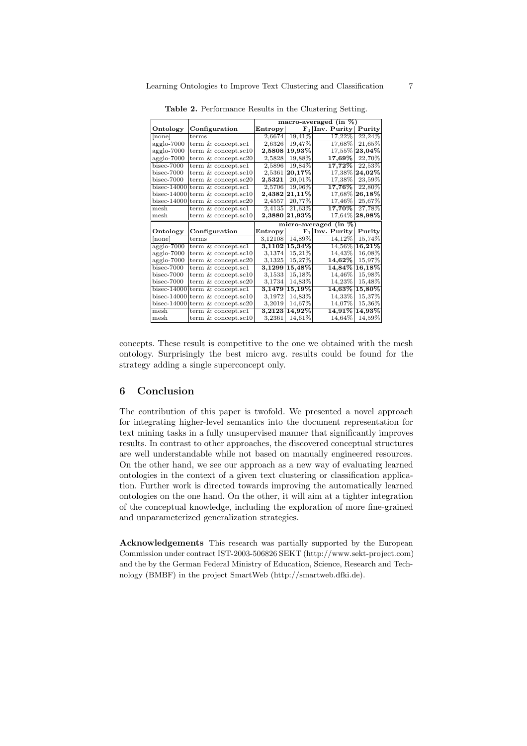**Table 2.** Performance Results in the Clustering Setting.

| | | macro-averaged (in %) | | | |
|---|---|---|---|---|---|
| **Ontology** | **Configuration** | **Entropy** | **$F_1$** | **Inv. Purity** | **Purity** |
| [none] | terms | 2,6674 | 19,41% | 17,22% | 22,24% |
| agglo-7000 | term & concept.sc1 | 2,6326 | 19,47% | 17,68% | 21,65% |
| agglo-7000 | term & concept.sc10 | **2,5808** | **19,93%** | 17,55% | **23,04%** |
| agglo-7000 | term & concept.sc20 | 2,5828 | 19,88% | **17,69%** | 22,70% |
| bisec-7000 | term & concept.sc1 | 2,5896 | 19,84% | **17,72%** | 22,53% |
| bisec-7000 | term & concept.sc10 | 2,5361 | **20,17%** | 17,38% | **24,02%** |
| bisec-7000 | term & concept.sc20 | **2,5321** | 20,01% | 17,38% | 23,59% |
| bisec-14000 | term & concept.sc1 | 2,5706 | 19,96% | **17,76%** | 22,80% |
| bisec-14000 | term & concept.sc10 | **2,4382** | **21,11%** | 17,68% | **26,18%** |
| bisec-14000 | term & concept.sc20 | 2,4557 | 20,77% | 17,46% | 25,67% |
| mesh | term & concept.sc1 | 2,4135 | 21,63% | **17,70%** | 27,78% |
| mesh | term & concept.sc10 | **2,3880** | **21,93%** | 17,64% | **28,98%** |
| | | **micro-averaged (in %)** | | | |
| **Ontology** | **Configuration** | **Entropy** | **$F_1$** | **Inv. Purity** | **Purity** |
| [none] | terms | 3,12108 | 14,89% | 14,12% | 15,74% |
| agglo-7000 | term & concept.sc1 | **3,1102** | **15,34%** | 14,56% | **16,21%** |
| agglo-7000 | term & concept.sc10 | 3,1374 | 15,21% | 14,43% | 16,08% |
| agglo-7000 | term & concept.sc20 | 3,1325 | 15,27% | **14,62%** | 15,97% |
| bisec-7000 | term & concept.sc1 | **3,1299** | **15,48%** | **14,84%** | **16,18%** |
| bisec-7000 | term & concept.sc10 | 3,1533 | 15,18% | 14,46% | 15,98% |
| bisec-7000 | term & concept.sc20 | 3,1734 | 14,83% | 14,23% | 15,48% |
| bisec-14000 | term & concept.sc1 | **3,1479** | **15,19%** | **14,63%** | **15,80%** |
| bisec-14000 | term & concept.sc10 | 3,1972 | 14,83% | 14,33% | 15,37% |
| bisec-14000 | term & concept.sc20 | 3,2019 | 14,67% | 14,07% | 15,36% |
| mesh | term & concept.sc1 | **3,2123** | **14,92%** | **14,91%** | **14,93%** |
| mesh | term & concept.sc10 | 3,2361 | 14,61% | 14,64% | 14,59% |

concepts. These result is competitive to the one we obtained with the mesh ontology. Surprisingly the best micro avg. results could be found for the strategy adding a single superconcept only.

## 6 Conclusion

The contribution of this paper is twofold. We presented a novel approach for integrating higher-level semantics into the document representation for text mining tasks in a fully unsupervised manner that significantly improves results. In contrast to other approaches, the discovered conceptual structures are well understandable while not based on manually engineered resources. On the other hand, we see our approach as a new way of evaluating learned ontologies in the context of a given text clustering or classification application. Further work is directed towards improving the automatically learned ontologies on the one hand. On the other, it will aim at a tighter integration of the conceptual knowledge, including the exploration of more fine-grained and unparameterized generalization strategies.

**Acknowledgements** This research was partially supported by the European Commission under contract IST-2003-506826 SEKT (http://www.sekt-project.com) and the by the German Federal Ministry of Education, Science, Research and Technology (BMBF) in the project SmartWeb (http://smartweb.dfki.de).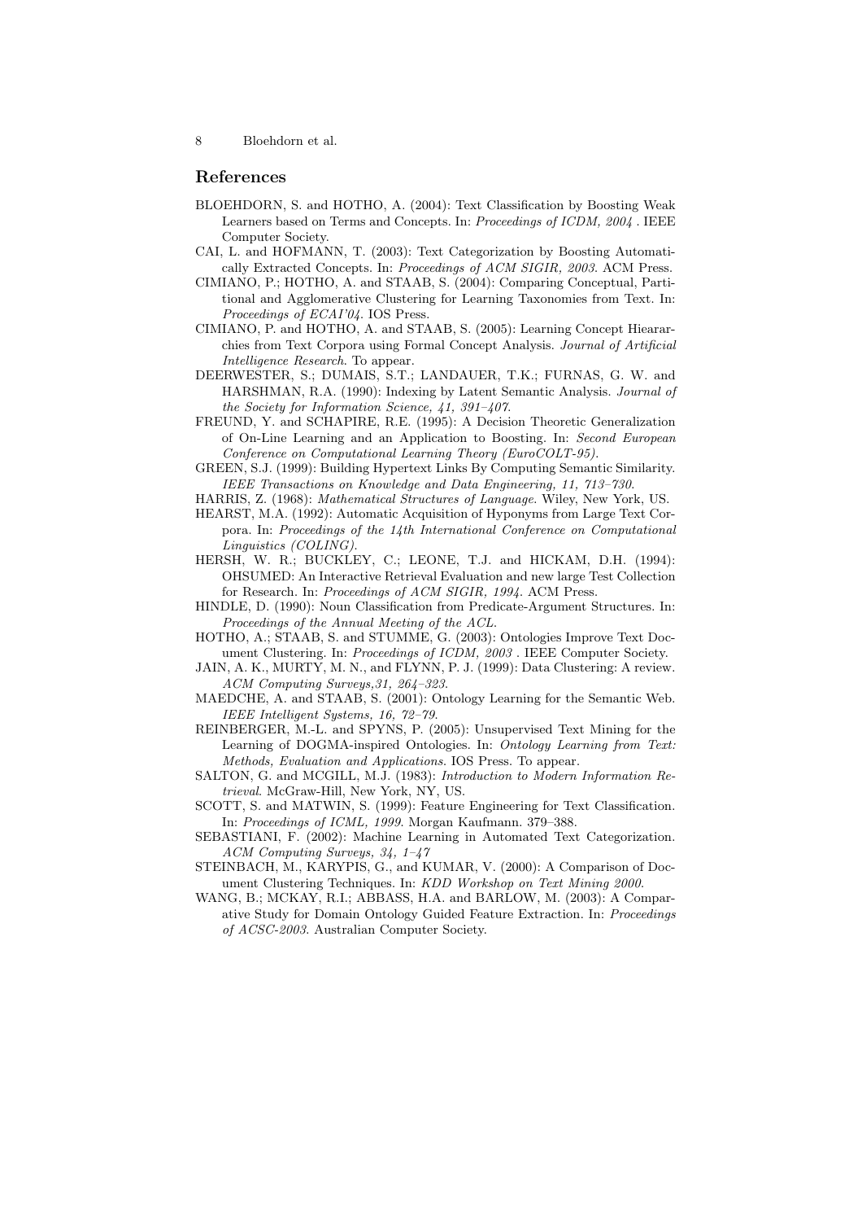## References

BLOEHDORN, S. and HOTHO, A. (2004): Text Classification by Boosting Weak Learners based on Terms and Concepts. In: *Proceedings of ICDM, 2004* . IEEE Computer Society.

CAI, L. and HOFMANN, T. (2003): Text Categorization by Boosting Automatically Extracted Concepts. In: *Proceedings of ACM SIGIR, 2003*. ACM Press.

CIMIANO, P.; HOTHO, A. and STAAB, S. (2004): Comparing Conceptual, Partitional and Agglomerative Clustering for Learning Taxonomies from Text. In: *Proceedings of ECAI'04*. IOS Press.

CIMIANO, P. and HOTHO, A. and STAAB, S. (2005): Learning Concept Hieararchies from Text Corpora using Formal Concept Analysis. *Journal of Artificial Intelligence Research*. To appear.

DEERWESTER, S.; DUMAIS, S.T.; LANDAUER, T.K.; FURNAS, G. W. and HARSHMAN, R.A. (1990): Indexing by Latent Semantic Analysis. *Journal of the Society for Information Science, 41, 391–407*.

FREUND, Y. and SCHAPIRE, R.E. (1995): A Decision Theoretic Generalization of On-Line Learning and an Application to Boosting. In: *Second European Conference on Computational Learning Theory (EuroCOLT-95)*.

GREEN, S.J. (1999): Building Hypertext Links By Computing Semantic Similarity. *IEEE Transactions on Knowledge and Data Engineering, 11, 713–730*.

HARRIS, Z. (1968): *Mathematical Structures of Language*. Wiley, New York, US.

HEARST, M.A. (1992): Automatic Acquisition of Hyponyms from Large Text Corpora. In: *Proceedings of the 14th International Conference on Computational Linguistics (COLING)*.

HERSH, W. R.; BUCKLEY, C.; LEONE, T.J. and HICKAM, D.H. (1994): OHSUMED: An Interactive Retrieval Evaluation and new large Test Collection for Research. In: *Proceedings of ACM SIGIR, 1994*. ACM Press.

HINDLE, D. (1990): Noun Classification from Predicate-Argument Structures. In: *Proceedings of the Annual Meeting of the ACL*.

HOTHO, A.; STAAB, S. and STUMME, G. (2003): Ontologies Improve Text Document Clustering. In: *Proceedings of ICDM, 2003* . IEEE Computer Society.

JAIN, A. K., MURTY, M. N., and FLYNN, P. J. (1999): Data Clustering: A review. *ACM Computing Surveys,31, 264–323*.

MAEDCHE, A. and STAAB, S. (2001): Ontology Learning for the Semantic Web. *IEEE Intelligent Systems, 16, 72–79*.

REINBERGER, M.-L. and SPYNS, P. (2005): Unsupervised Text Mining for the Learning of DOGMA-inspired Ontologies. In: *Ontology Learning from Text: Methods, Evaluation and Applications*. IOS Press. To appear.

SALTON, G. and MCGILL, M.J. (1983): *Introduction to Modern Information Retrieval*. McGraw-Hill, New York, NY, US.

SCOTT, S. and MATWIN, S. (1999): Feature Engineering for Text Classification. In: *Proceedings of ICML, 1999*. Morgan Kaufmann. 379–388.

SEBASTIANI, F. (2002): Machine Learning in Automated Text Categorization. *ACM Computing Surveys, 34, 1–47*

STEINBACH, M., KARYPIS, G., and KUMAR, V. (2000): A Comparison of Document Clustering Techniques. In: *KDD Workshop on Text Mining 2000*.

WANG, B.; MCKAY, R.I.; ABBASS, H.A. and BARLOW, M. (2003): A Comparative Study for Domain Ontology Guided Feature Extraction. In: *Proceedings of ACSC-2003*. Australian Computer Society.